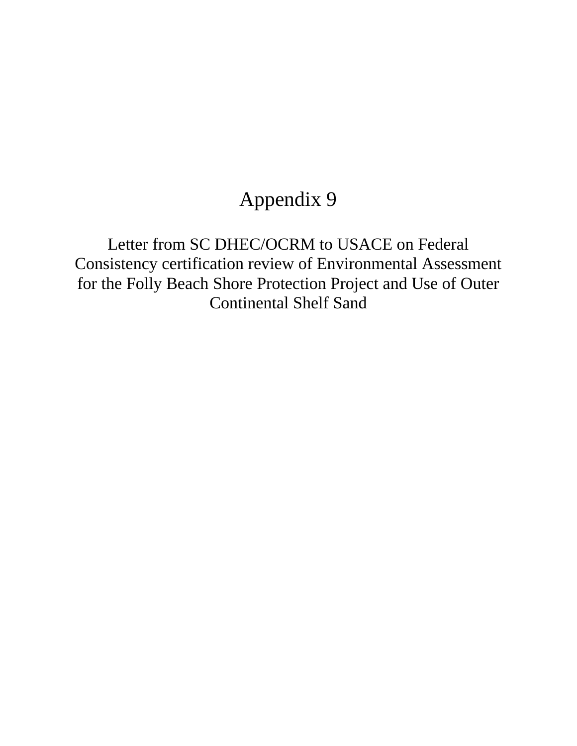# Appendix 9

Letter from SC DHEC/OCRM to USACE on Federal Consistency certification review of Environmental Assessment for the Folly Beach Shore Protection Project and Use of Outer Continental Shelf Sand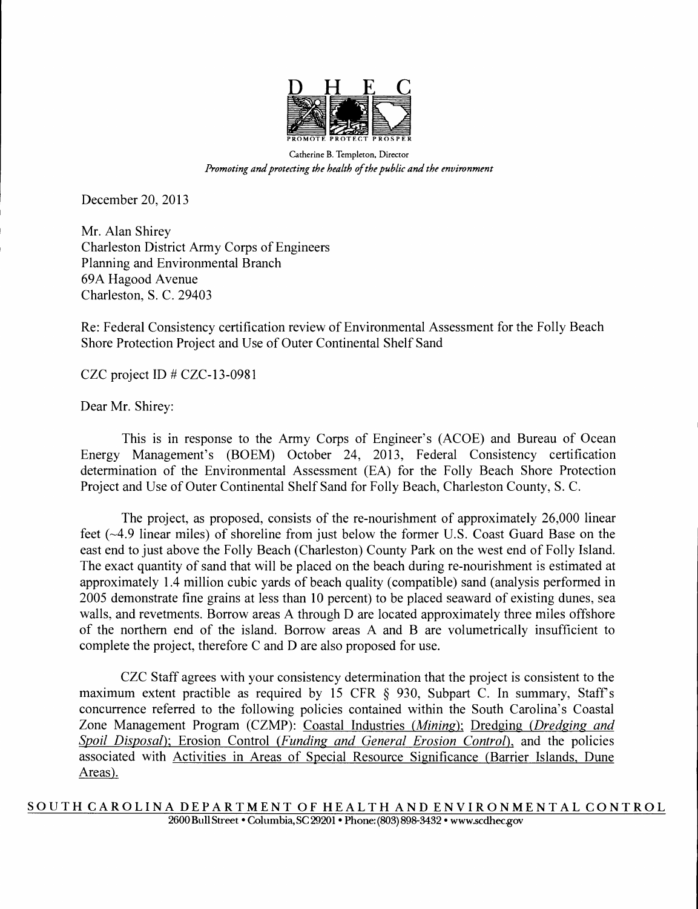D H E C

PROMOTE PROTECT PROSPER

Catherine B. Templeton, Director

*Promoting and protecting the health of the public and the environment*

December 20, 2013

Mr. Alan Shirey
Charleston District Army Corps of Engineers
Planning and Environmental Branch
69A Hagood Avenue
Charleston, S. C. 29403

Re: Federal Consistency certification review of Environmental Assessment for the Folly Beach Shore Protection Project and Use of Outer Continental Shelf Sand

CZC project ID # CZC-13-0981

Dear Mr. Shirey:

This is in response to the Army Corps of Engineer's (ACOE) and Bureau of Ocean Energy Management's (BOEM) October 24, 2013, Federal Consistency certification determination of the Environmental Assessment (EA) for the Folly Beach Shore Protection Project and Use of Outer Continental Shelf Sand for Folly Beach, Charleston County, S. C.

The project, as proposed, consists of the re-nourishment of approximately 26,000 linear feet (~4.9 linear miles) of shoreline from just below the former U.S. Coast Guard Base on the east end to just above the Folly Beach (Charleston) County Park on the west end of Folly Island. The exact quantity of sand that will be placed on the beach during re-nourishment is estimated at approximately 1.4 million cubic yards of beach quality (compatible) sand (analysis performed in 2005 demonstrate fine grains at less than 10 percent) to be placed seaward of existing dunes, sea walls, and revetments. Borrow areas A through D are located approximately three miles offshore of the northern end of the island. Borrow areas A and B are volumetrically insufficient to complete the project, therefore C and D are also proposed for use.

CZC Staff agrees with your consistency determination that the project is consistent to the maximum extent practible as required by 15 CFR § 930, Subpart C. In summary, Staff's concurrence referred to the following policies contained within the South Carolina's Coastal Zone Management Program (CZMP): Coastal Industries (*Mining*); Dredging (*Dredging and Spoil Disposal*); Erosion Control (*Funding and General Erosion Control*), and the policies associated with Activities in Areas of Special Resource Significance (Barrier Islands, Dune Areas).

SOUTH CAROLINA DEPARTMENT OF HEALTH AND ENVIRONMENTAL CONTROL
2600 Bull Street • Columbia, SC 29201 • Phone: (803) 898-3432 • www.scdhec.gov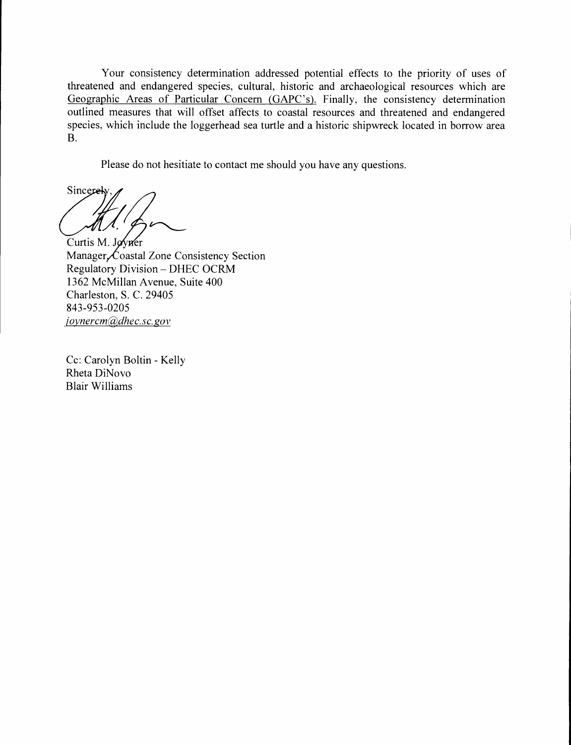Your consistency determination addressed potential effects to the priority of uses of threatened and endangered species, cultural, historic and archaeological resources which are Geographic Areas of Particular Concern (GAPC's). Finally, the consistency determination outlined measures that will offset affects to coastal resources and threatened and endangered species, which include the loggerhead sea turtle and a historic shipwreck located in borrow area B.

Please do not hesitiate to contact me should you have any questions.

Sincerely,

Curtis M. Joyner  
Manager, Coastal Zone Consistency Section  
Regulatory Division – DHEC OCRM  
1362 McMillan Avenue, Suite 400  
Charleston, S. C. 29405  
843-953-0205  
*joynercm@dhec.sc.gov*

Cc: Carolyn Boltin - Kelly  
Rheta DiNovo  
Blair Williams